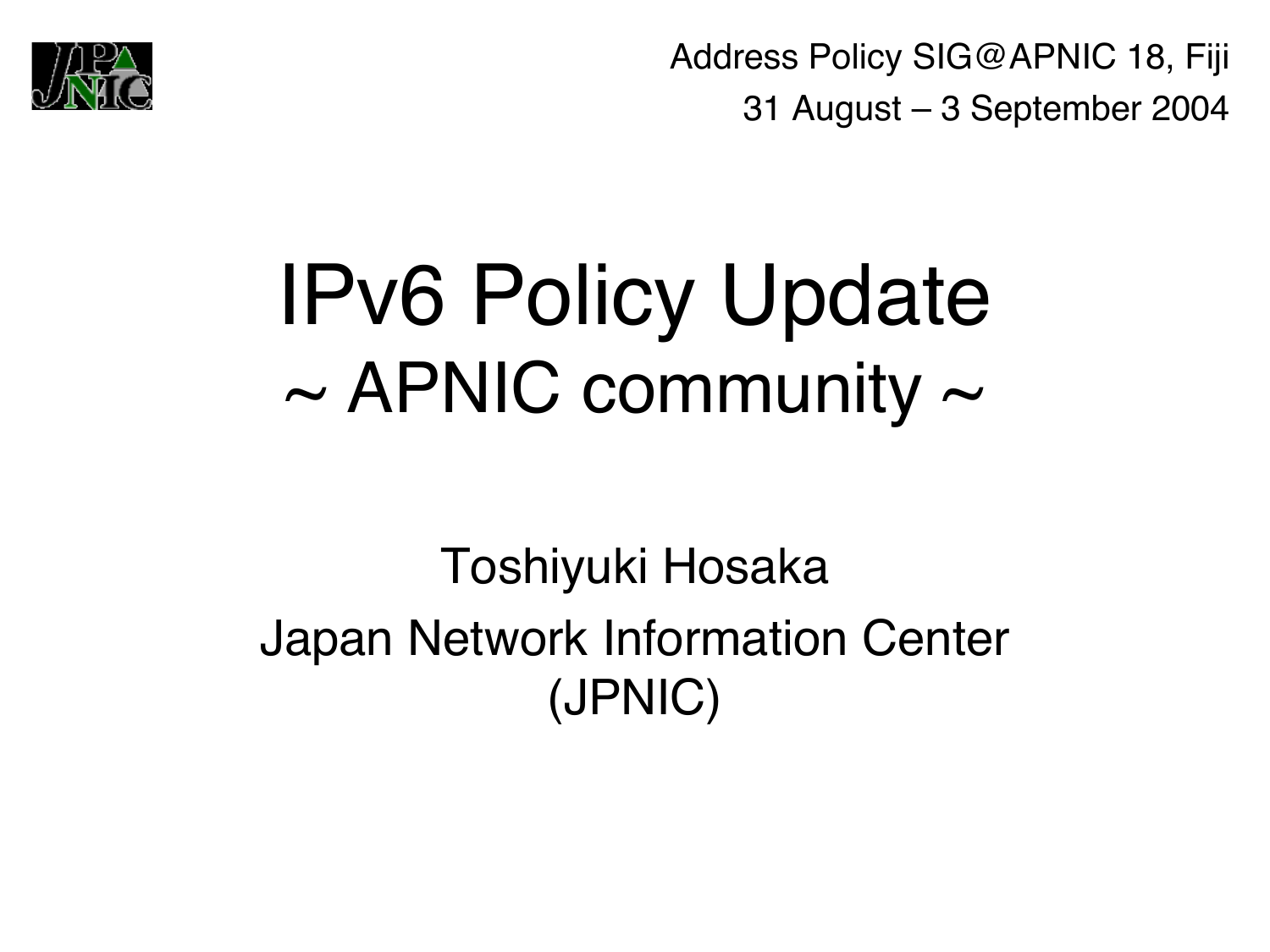Address Policy SIG@APNIC 18, Fiji

31 August – 3 September 2004

# IPv6 Policy Update
## ~ APNIC community ~

Toshiyuki Hosaka

Japan Network Information Center (JPNIC)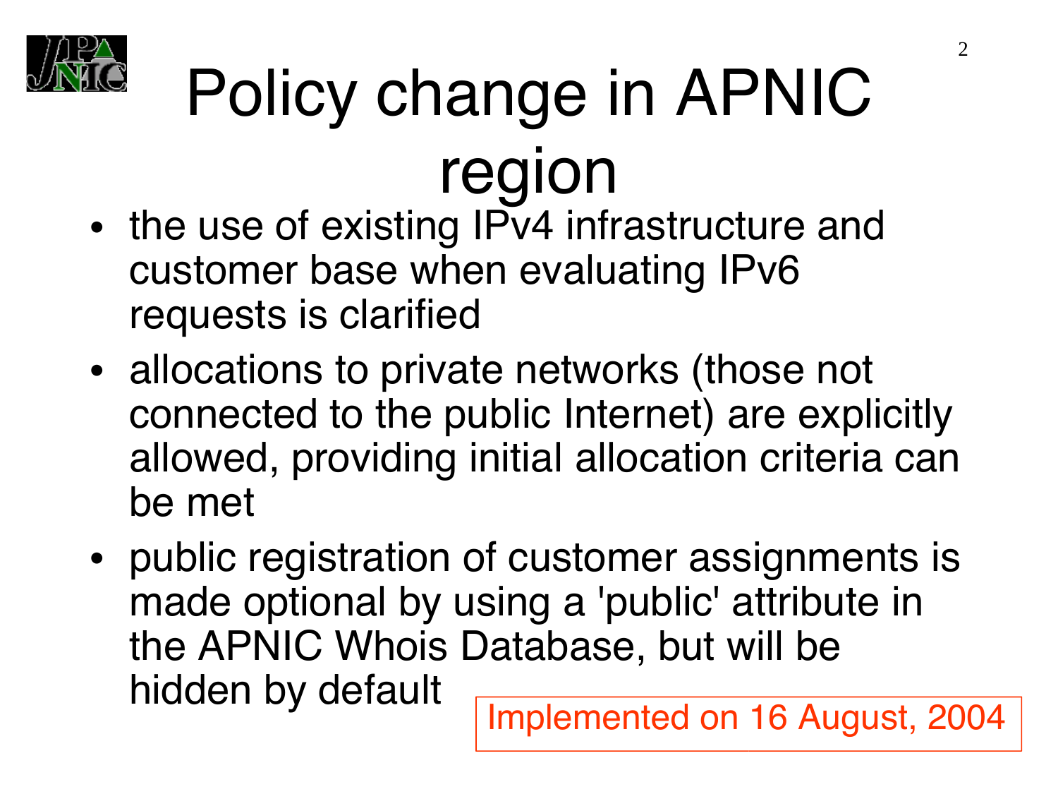# Policy change in APNIC region

- the use of existing IPv4 infrastructure and customer base when evaluating IPv6 requests is clarified
- allocations to private networks (those not connected to the public Internet) are explicitly allowed, providing initial allocation criteria can be met
- public registration of customer assignments is made optional by using a 'public' attribute in the APNIC Whois Database, but will be hidden by default

Implemented on 16 August, 2004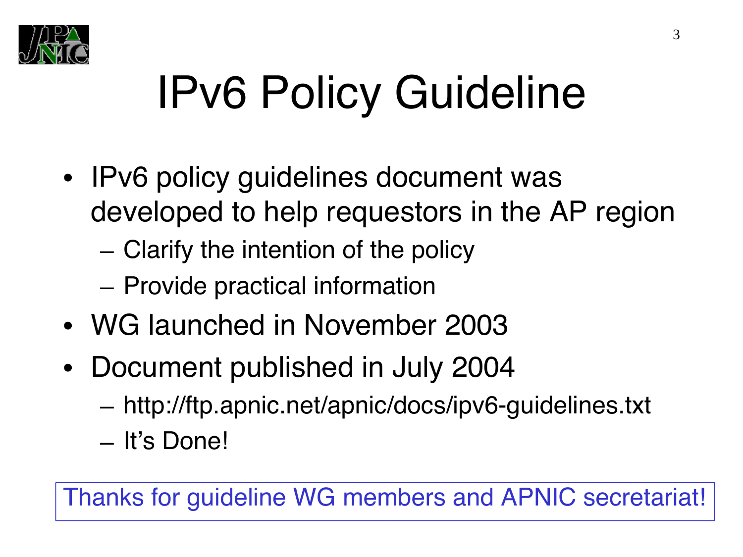# IPv6 Policy Guideline

- IPv6 policy guidelines document was developed to help requestors in the AP region
  - Clarify the intention of the policy
  - Provide practical information
- WG launched in November 2003
- Document published in July 2004
  - http://ftp.apnic.net/apnic/docs/ipv6-guidelines.txt
  - It's Done!

Thanks for guideline WG members and APNIC secretariat!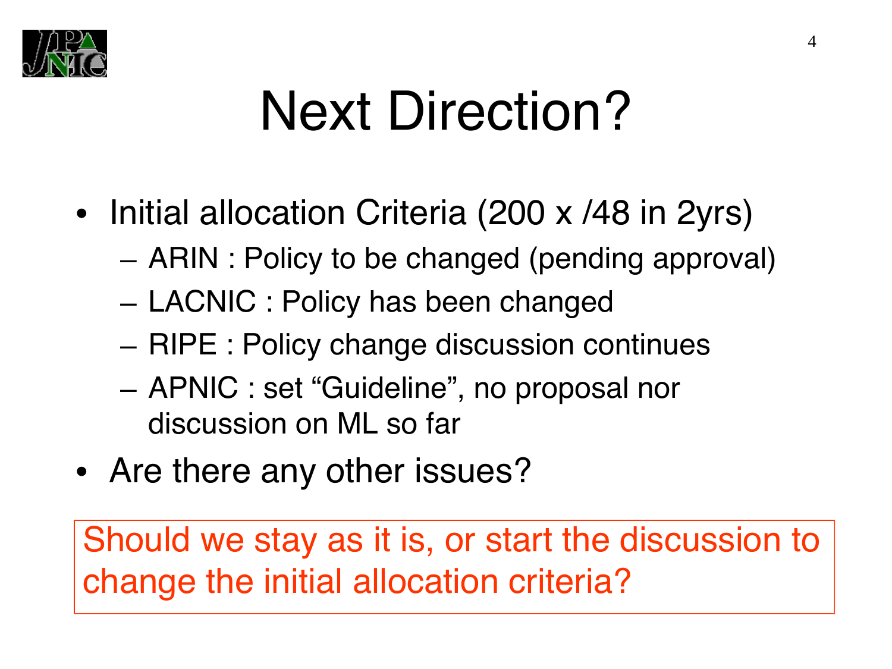# Next Direction?

- Initial allocation Criteria (200 x /48 in 2yrs)
  - ARIN : Policy to be changed (pending approval)
  - LACNIC : Policy has been changed
  - RIPE : Policy change discussion continues
  - APNIC : set “Guideline”, no proposal nor discussion on ML so far
- Are there any other issues?

Should we stay as it is, or start the discussion to change the initial allocation criteria?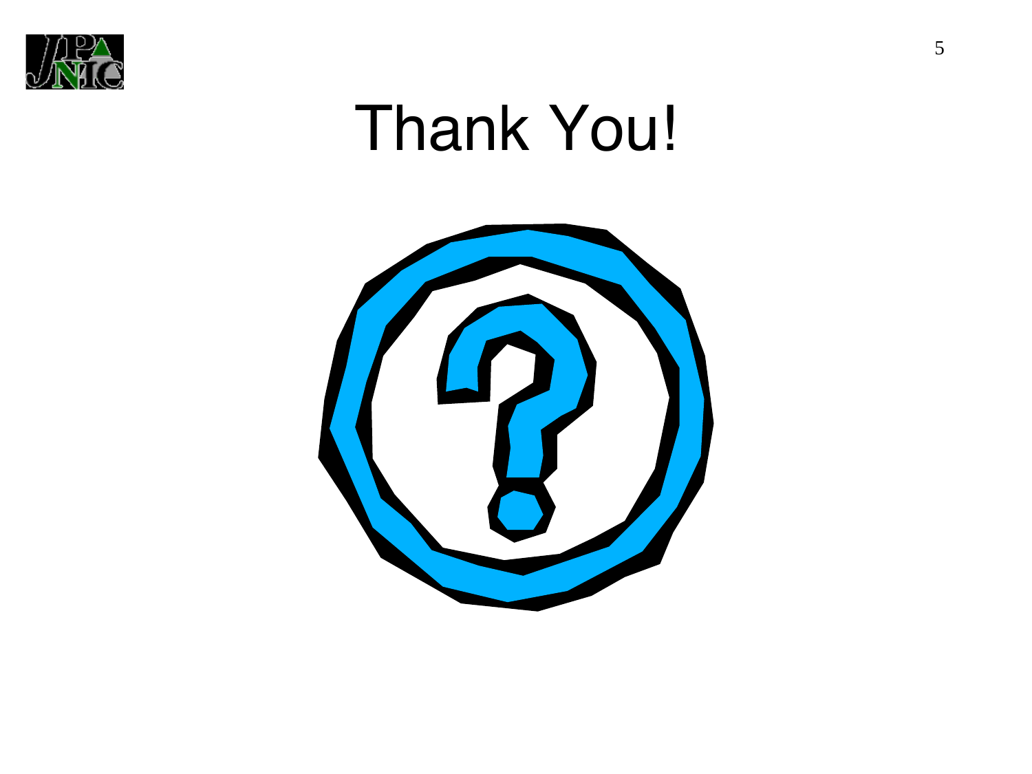# Thank You!